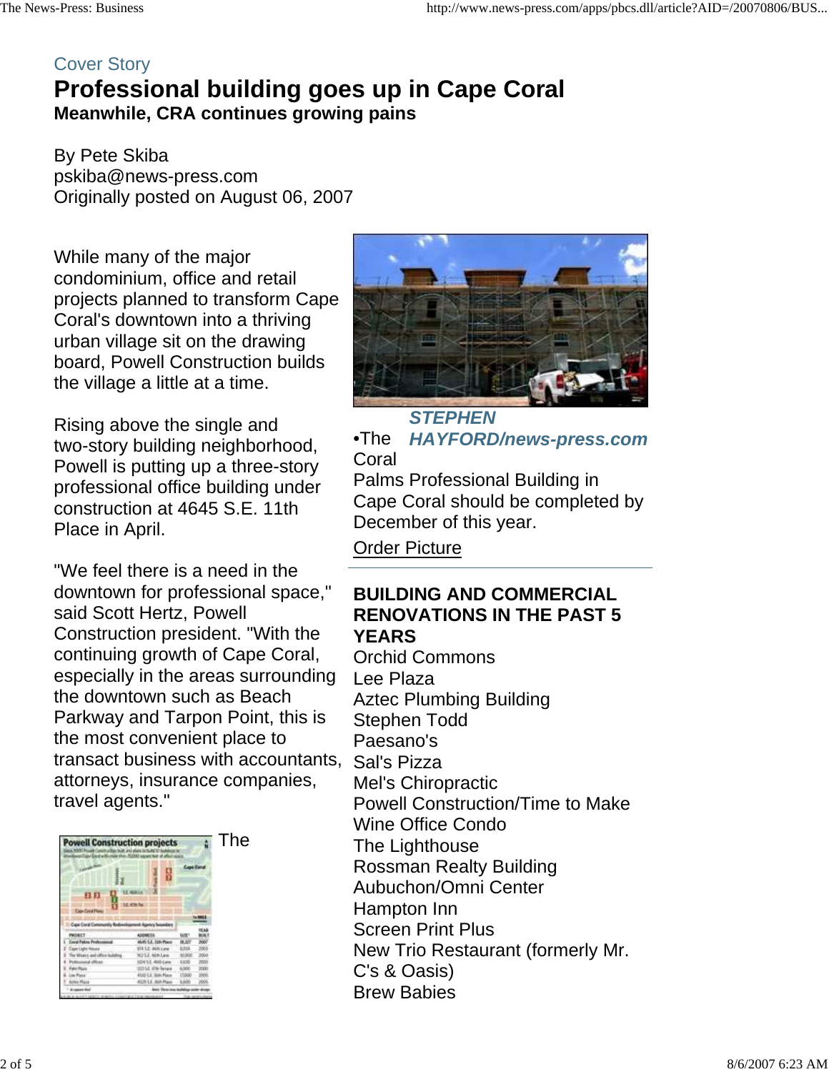Cover Story

# Professional building goes up in Cape Coral

**Meanwhile, CRA continues growing pains**

By Pete Skiba
pskiba@news-press.com
Originally posted on August 06, 2007

While many of the major condominium, office and retail projects planned to transform Cape Coral's downtown into a thriving urban village sit on the drawing board, Powell Construction builds the village a little at a time.

Rising above the single and two-story building neighborhood, Powell is putting up a three-story professional office building under construction at 4645 S.E. 11th Place in April.

"We feel there is a need in the downtown for professional space," said Scott Hertz, Powell Construction president. "With the continuing growth of Cape Coral, especially in the areas surrounding the downtown such as Beach Parkway and Tarpon Point, this is the most convenient place to transact business with accountants, attorneys, insurance companies, travel agents."

The

*STEPHEN HAYFORD/news-press.com*

•The Coral Palms Professional Building in Cape Coral should be completed by December of this year.

Order Picture

**BUILDING AND COMMERCIAL RENOVATIONS IN THE PAST 5 YEARS**

Orchid Commons
Lee Plaza
Aztec Plumbing Building
Stephen Todd
Paesano's
Sal's Pizza
Mel's Chiropractic
Powell Construction/Time to Make Wine Office Condo
The Lighthouse
Rossman Realty Building
Aubuchon/Omni Center
Hampton Inn
Screen Print Plus
New Trio Restaurant (formerly Mr. C's & Oasis)
Brew Babies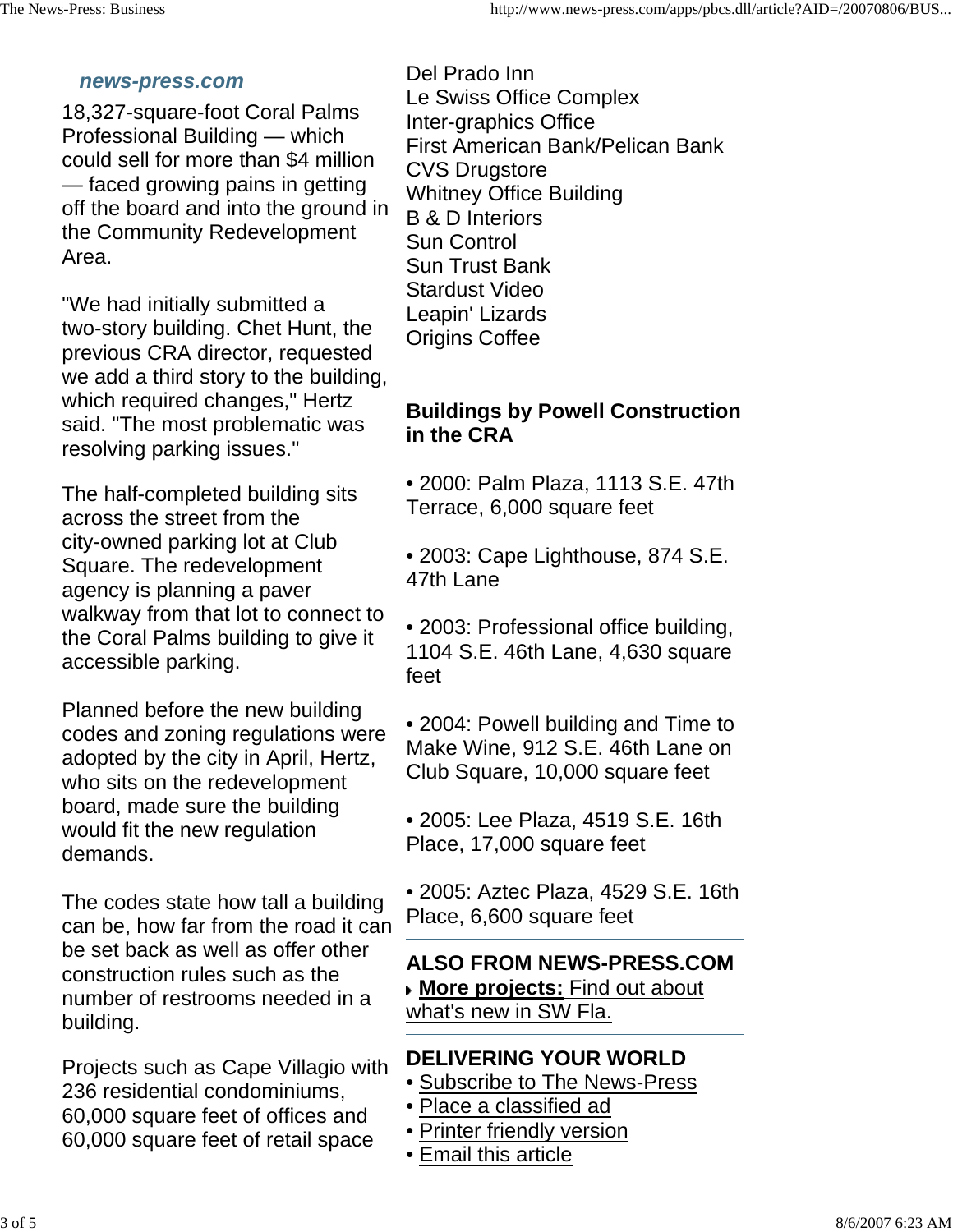18,327-square-foot Coral Palms Professional Building — which could sell for more than $4 million — faced growing pains in getting off the board and into the ground in the Community Redevelopment Area.

"We had initially submitted a two-story building. Chet Hunt, the previous CRA director, requested we add a third story to the building, which required changes," Hertz said. "The most problematic was resolving parking issues."

The half-completed building sits across the street from the city-owned parking lot at Club Square. The redevelopment agency is planning a paver walkway from that lot to connect to the Coral Palms building to give it accessible parking.

Planned before the new building codes and zoning regulations were adopted by the city in April, Hertz, who sits on the redevelopment board, made sure the building would fit the new regulation demands.

The codes state how tall a building can be, how far from the road it can be set back as well as offer other construction rules such as the number of restrooms needed in a building.

Projects such as Cape Villagio with 236 residential condominiums, 60,000 square feet of offices and 60,000 square feet of retail space

Del Prado Inn
Le Swiss Office Complex
Inter-graphics Office
First American Bank/Pelican Bank
CVS Drugstore
Whitney Office Building
B & D Interiors
Sun Control
Sun Trust Bank
Stardust Video
Leapin' Lizards
Origins Coffee

**Buildings by Powell Construction in the CRA**

- 2000: Palm Plaza, 1113 S.E. 47th Terrace, 6,000 square feet
- 2003: Cape Lighthouse, 874 S.E. 47th Lane
- 2003: Professional office building, 1104 S.E. 46th Lane, 4,630 square feet
- 2004: Powell building and Time to Make Wine, 912 S.E. 46th Lane on Club Square, 10,000 square feet
- 2005: Lee Plaza, 4519 S.E. 16th Place, 17,000 square feet
- 2005: Aztec Plaza, 4529 S.E. 16th Place, 6,600 square feet

**ALSO FROM NEWS-PRESS.COM**

**More projects:** Find out about what's new in SW Fla.

**DELIVERING YOUR WORLD**

- Subscribe to The News-Press
- Place a classified ad
- Printer friendly version
- Email this article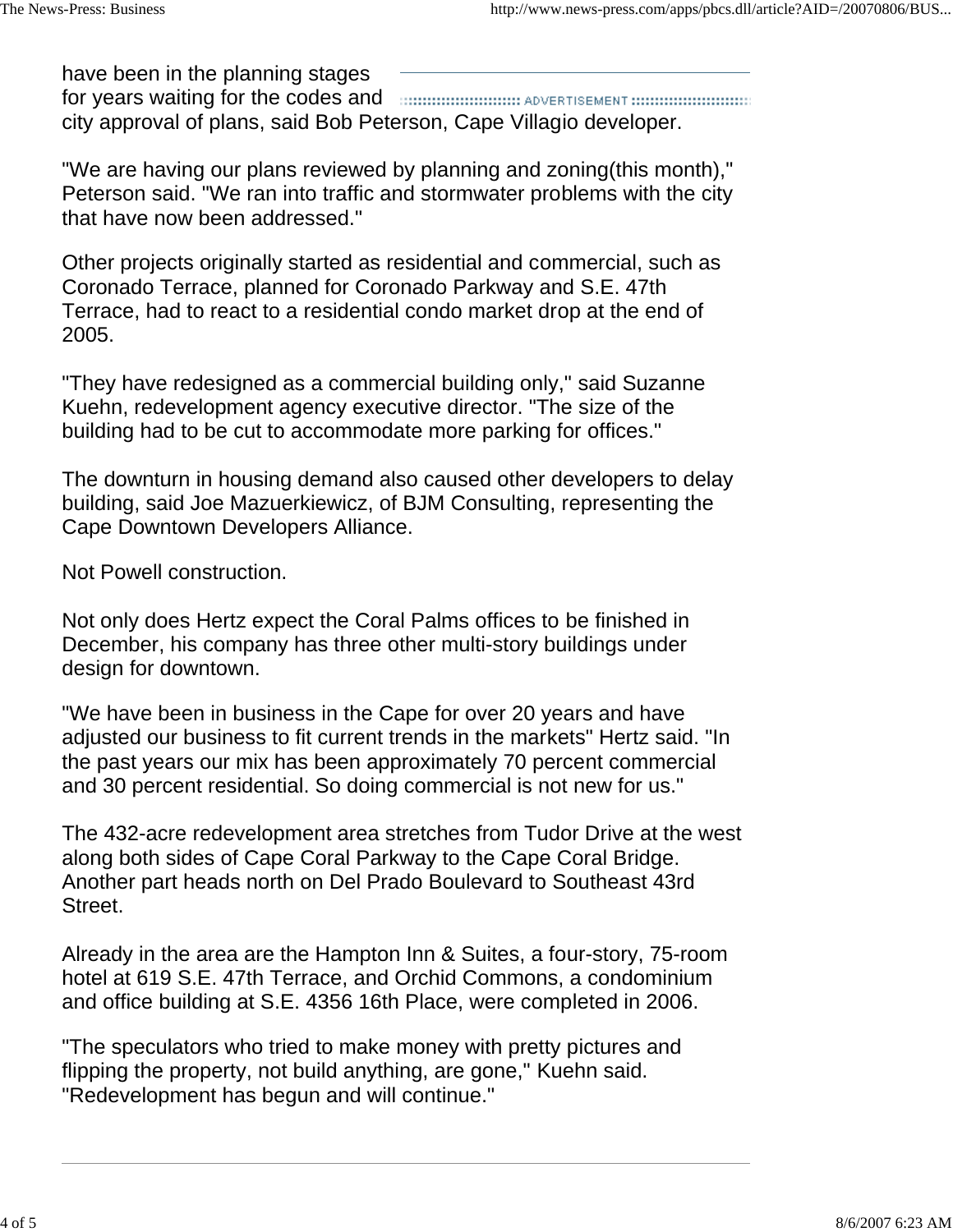have been in the planning stages for years waiting for the codes and city approval of plans, said Bob Peterson, Cape Villagio developer.

"We are having our plans reviewed by planning and zoning(this month)," Peterson said. "We ran into traffic and stormwater problems with the city that have now been addressed."

Other projects originally started as residential and commercial, such as Coronado Terrace, planned for Coronado Parkway and S.E. 47th Terrace, had to react to a residential condo market drop at the end of 2005.

"They have redesigned as a commercial building only," said Suzanne Kuehn, redevelopment agency executive director. "The size of the building had to be cut to accommodate more parking for offices."

The downturn in housing demand also caused other developers to delay building, said Joe Mazuerkiewicz, of BJM Consulting, representing the Cape Downtown Developers Alliance.

Not Powell construction.

Not only does Hertz expect the Coral Palms offices to be finished in December, his company has three other multi-story buildings under design for downtown.

"We have been in business in the Cape for over 20 years and have adjusted our business to fit current trends in the markets" Hertz said. "In the past years our mix has been approximately 70 percent commercial and 30 percent residential. So doing commercial is not new for us."

The 432-acre redevelopment area stretches from Tudor Drive at the west along both sides of Cape Coral Parkway to the Cape Coral Bridge. Another part heads north on Del Prado Boulevard to Southeast 43rd Street.

Already in the area are the Hampton Inn & Suites, a four-story, 75-room hotel at 619 S.E. 47th Terrace, and Orchid Commons, a condominium and office building at S.E. 4356 16th Place, were completed in 2006.

"The speculators who tried to make money with pretty pictures and flipping the property, not build anything, are gone," Kuehn said. "Redevelopment has begun and will continue."